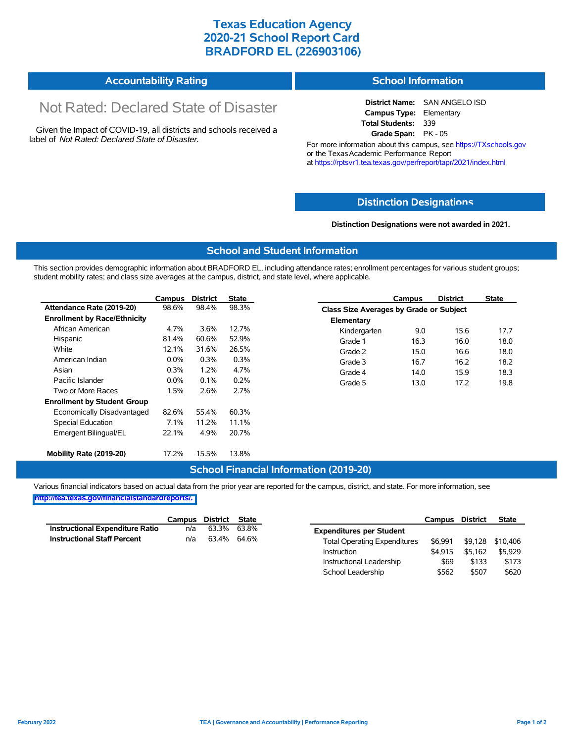# Texas Education Agency
# 2020-21 School Report Card
# BRADFORD EL (226903106)

## Accountability Rating

Not Rated: Declared State of Disaster

Given the Impact of COVID-19, all districts and schools received a label of *Not Rated: Declared State of Disaster*.

## School Information

**District Name:** SAN ANGELO ISD
**Campus Type:** Elementary
**Total Students:** 339
**Grade Span:** PK - 05

For more information about this campus, see https://TXschools.gov or the Texas Academic Performance Report at https://rptsvr1.tea.texas.gov/perfreport/tapr/2021/index.html

## Distinction Designations

**Distinction Designations were not awarded in 2021.**

## School and Student Information

This section provides demographic information about BRADFORD EL, including attendance rates; enrollment percentages for various student groups; student mobility rates; and class size averages at the campus, district, and state level, where applicable.

| | Campus | District | State |
|---|---|---|---|
| **Attendance Rate (2019-20)** | 98.6% | 98.4% | 98.3% |
| **Enrollment by Race/Ethnicity** | | | |
| African American | 4.7% | 3.6% | 12.7% |
| Hispanic | 81.4% | 60.6% | 52.9% |
| White | 12.1% | 31.6% | 26.5% |
| American Indian | 0.0% | 0.3% | 0.3% |
| Asian | 0.3% | 1.2% | 4.7% |
| Pacific Islander | 0.0% | 0.1% | 0.2% |
| Two or More Races | 1.5% | 2.6% | 2.7% |
| **Enrollment by Student Group** | | | |
| Economically Disadvantaged | 82.6% | 55.4% | 60.3% |
| Special Education | 7.1% | 11.2% | 11.1% |
| Emergent Bilingual/EL | 22.1% | 4.9% | 20.7% |
| **Mobility Rate (2019-20)** | 17.2% | 15.5% | 13.8% |

| | Campus | District | State |
|---|---|---|---|
| **Class Size Averages by Grade or Subject** | | | |
| **Elementary** | | | |
| Kindergarten | 9.0 | 15.6 | 17.7 |
| Grade 1 | 16.3 | 16.0 | 18.0 |
| Grade 2 | 15.0 | 16.6 | 18.0 |
| Grade 3 | 16.7 | 16.2 | 18.2 |
| Grade 4 | 14.0 | 15.9 | 18.3 |
| Grade 5 | 13.0 | 17.2 | 19.8 |

## School Financial Information (2019-20)

Various financial indicators based on actual data from the prior year are reported for the campus, district, and state. For more information, see http://tea.texas.gov/financialstandardreports/.

| | Campus | District | State |
|---|---|---|---|
| **Instructional Expenditure Ratio** | n/a | 63.3% | 63.8% |
| **Instructional Staff Percent** | n/a | 63.4% | 64.6% |

| | Campus | District | State |
|---|---|---|---|
| **Expenditures per Student** | | | |
| Total Operating Expenditures | $6,991 | $9,128 | $10,406 |
| Instruction | $4,915 | $5,162 | $5,929 |
| Instructional Leadership | $69 | $133 | $173 |
| School Leadership | $562 | $507 | $620 |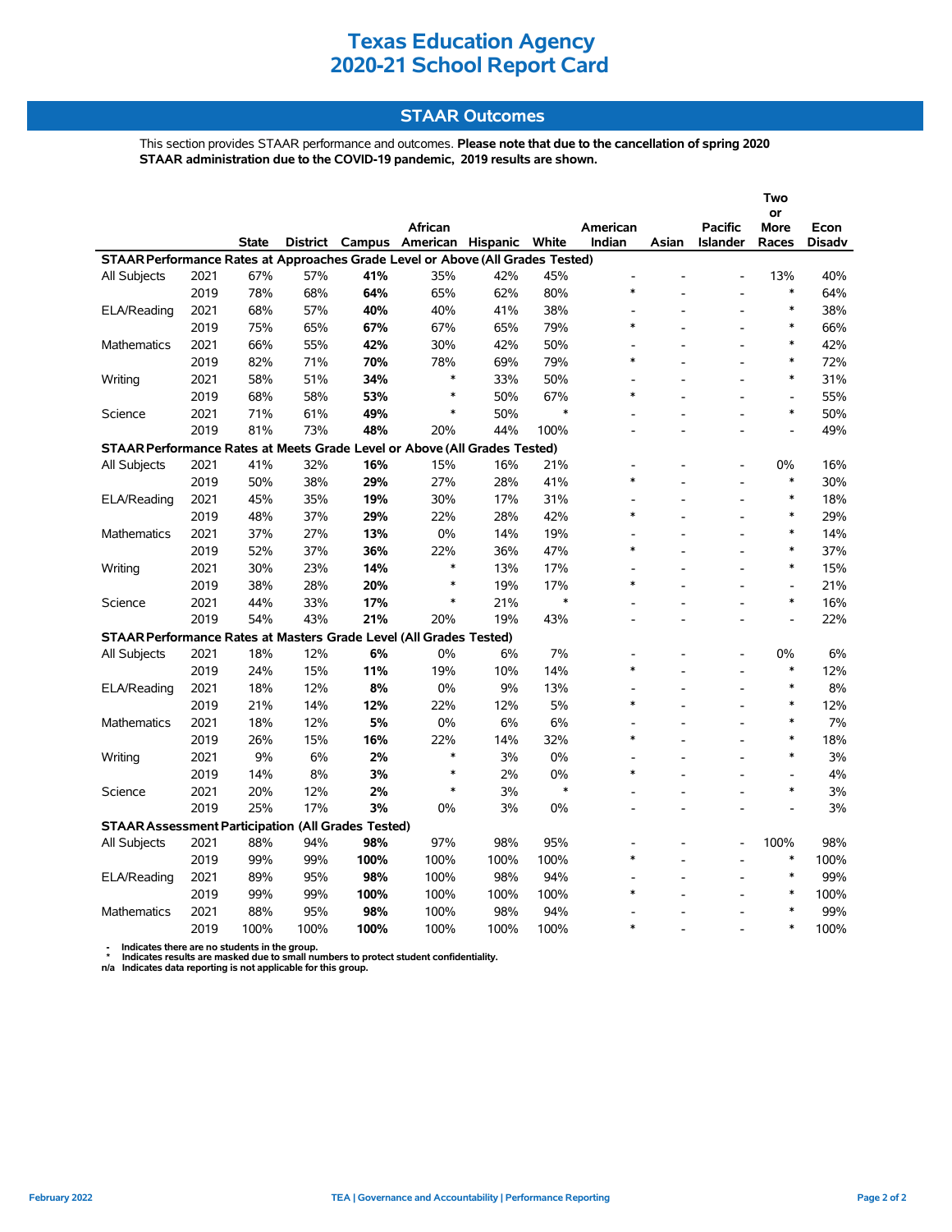# Texas Education Agency
# 2020-21 School Report Card

## STAAR Outcomes

This section provides STAAR performance and outcomes. **Please note that due to the cancellation of spring 2020 STAAR administration due to the COVID-19 pandemic, 2019 results are shown.**

| | | State | District | Campus | African American | Hispanic | White | American Indian | Asian | Pacific Islander | Two or More Races | Econ Disadv |
|---|---|---|---|---|---|---|---|---|---|---|---|---|
| **STAAR Performance Rates at Approaches Grade Level or Above (All Grades Tested)** | | | | | | | | | | | | |
| All Subjects | 2021 | 67% | 57% | **41%** | 35% | 42% | 45% | - | - | - | 13% | 40% |
| | 2019 | 78% | 68% | **64%** | 65% | 62% | 80% | * | - | - | * | 64% |
| ELA/Reading | 2021 | 68% | 57% | **40%** | 40% | 41% | 38% | - | - | - | * | 38% |
| | 2019 | 75% | 65% | **67%** | 67% | 65% | 79% | * | - | - | * | 66% |
| Mathematics | 2021 | 66% | 55% | **42%** | 30% | 42% | 50% | - | - | - | * | 42% |
| | 2019 | 82% | 71% | **70%** | 78% | 69% | 79% | * | - | - | * | 72% |
| Writing | 2021 | 58% | 51% | **34%** | * | 33% | 50% | - | - | - | * | 31% |
| | 2019 | 68% | 58% | **53%** | * | 50% | 67% | * | - | - | - | 55% |
| Science | 2021 | 71% | 61% | **49%** | * | 50% | * | - | - | - | * | 50% |
| | 2019 | 81% | 73% | **48%** | 20% | 44% | 100% | - | - | - | - | 49% |
| **STAAR Performance Rates at Meets Grade Level or Above (All Grades Tested)** | | | | | | | | | | | | |
| All Subjects | 2021 | 41% | 32% | **16%** | 15% | 16% | 21% | - | - | - | 0% | 16% |
| | 2019 | 50% | 38% | **29%** | 27% | 28% | 41% | * | - | - | * | 30% |
| ELA/Reading | 2021 | 45% | 35% | **19%** | 30% | 17% | 31% | - | - | - | * | 18% |
| | 2019 | 48% | 37% | **29%** | 22% | 28% | 42% | * | - | - | * | 29% |
| Mathematics | 2021 | 37% | 27% | **13%** | 0% | 14% | 19% | - | - | - | * | 14% |
| | 2019 | 52% | 37% | **36%** | 22% | 36% | 47% | * | - | - | * | 37% |
| Writing | 2021 | 30% | 23% | **14%** | * | 13% | 17% | - | - | - | * | 15% |
| | 2019 | 38% | 28% | **20%** | * | 19% | 17% | * | - | - | - | 21% |
| Science | 2021 | 44% | 33% | **17%** | * | 21% | * | - | - | - | * | 16% |
| | 2019 | 54% | 43% | **21%** | 20% | 19% | 43% | - | - | - | - | 22% |
| **STAAR Performance Rates at Masters Grade Level (All Grades Tested)** | | | | | | | | | | | | |
| All Subjects | 2021 | 18% | 12% | **6%** | 0% | 6% | 7% | - | - | - | 0% | 6% |
| | 2019 | 24% | 15% | **11%** | 19% | 10% | 14% | * | - | - | * | 12% |
| ELA/Reading | 2021 | 18% | 12% | **8%** | 0% | 9% | 13% | - | - | - | * | 8% |
| | 2019 | 21% | 14% | **12%** | 22% | 12% | 5% | * | - | - | * | 12% |
| Mathematics | 2021 | 18% | 12% | **5%** | 0% | 6% | 6% | - | - | - | * | 7% |
| | 2019 | 26% | 15% | **16%** | 22% | 14% | 32% | * | - | - | * | 18% |
| Writing | 2021 | 9% | 6% | **2%** | * | 3% | 0% | - | - | - | * | 3% |
| | 2019 | 14% | 8% | **3%** | * | 2% | 0% | * | - | - | - | 4% |
| Science | 2021 | 20% | 12% | **2%** | * | 3% | * | - | - | - | * | 3% |
| | 2019 | 25% | 17% | **3%** | 0% | 3% | 0% | - | - | - | - | 3% |
| **STAAR Assessment Participation (All Grades Tested)** | | | | | | | | | | | | |
| All Subjects | 2021 | 88% | 94% | **98%** | 97% | 98% | 95% | - | - | - | 100% | 98% |
| | 2019 | 99% | 99% | **100%** | 100% | 100% | 100% | * | - | - | * | 100% |
| ELA/Reading | 2021 | 89% | 95% | **98%** | 100% | 98% | 94% | - | - | - | * | 99% |
| | 2019 | 99% | 99% | **100%** | 100% | 100% | 100% | * | - | - | * | 100% |
| Mathematics | 2021 | 88% | 95% | **98%** | 100% | 98% | 94% | - | - | - | * | 99% |
| | 2019 | 100% | 100% | **100%** | 100% | 100% | 100% | * | - | - | * | 100% |

- Indicates there are no students in the group.
* Indicates results are masked due to small numbers to protect student confidentiality.
n/a Indicates data reporting is not applicable for this group.